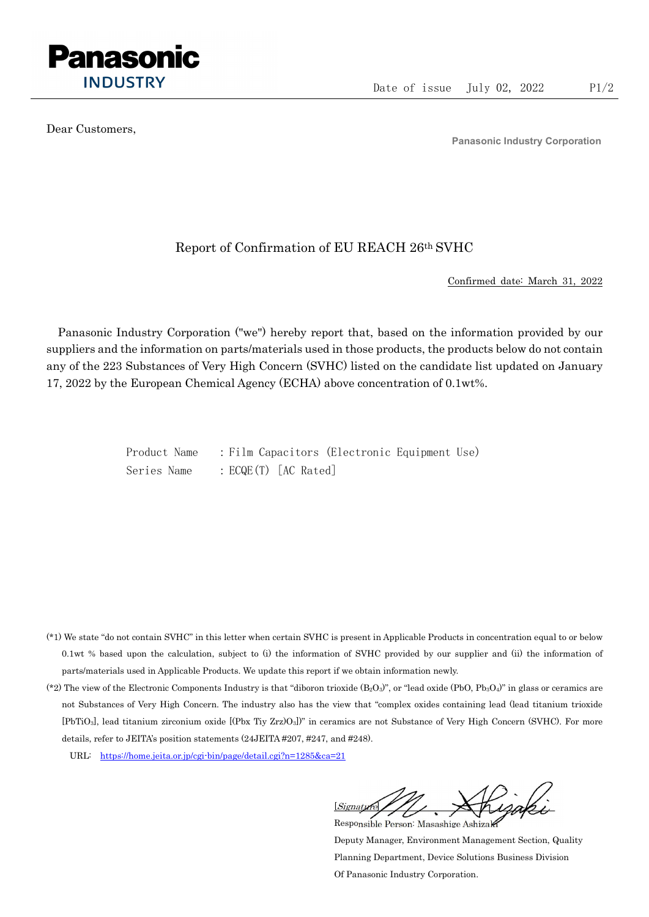Panasonic INDUSTRY

Date of issue July 02, 2022

Dear Customers,

Panasonic Industry Corporation

# Report of Confirmation of EU REACH 26th SVHC

Confirmed date: March 31, 2022

Panasonic Industry Corporation ("we") hereby report that, based on the information provided by our suppliers and the information on parts/materials used in those products, the products below do not contain any of the 223 Substances of Very High Concern (SVHC) listed on the candidate list updated on January 17, 2022 by the European Chemical Agency (ECHA) above concentration of 0.1wt%.

Product Name : Film Capacitors (Electronic Equipment Use)
Series Name : ECQE(T) [AC Rated]

(*1) We state "do not contain SVHC" in this letter when certain SVHC is present in Applicable Products in concentration equal to or below 0.1wt % based upon the calculation, subject to (i) the information of SVHC provided by our supplier and (ii) the information of parts/materials used in Applicable Products. We update this report if we obtain information newly.

(*2) The view of the Electronic Components Industry is that "diboron trioxide ($B_2O_3$)", or "lead oxide ($PbO$, $Pb_3O_4$)" in glass or ceramics are not Substances of Very High Concern. The industry also has the view that "complex oxides containing lead (lead titanium trioxide [$PbTiO_3$], lead titanium zirconium oxide [$(Pbx\ Tiy\ Zrz)O_3$])" in ceramics are not Substance of Very High Concern (SVHC). For more details, refer to JEITA's position statements (24JEITA #207, #247, and #248).

URL: https://home.jeita.or.jp/cgi-bin/page/detail.cgi?n=1285&ca=21

[Signature]

Responsible Person: Masashige Ashizaki
Deputy Manager, Environment Management Section, Quality Planning Department, Device Solutions Business Division
Of Panasonic Industry Corporation.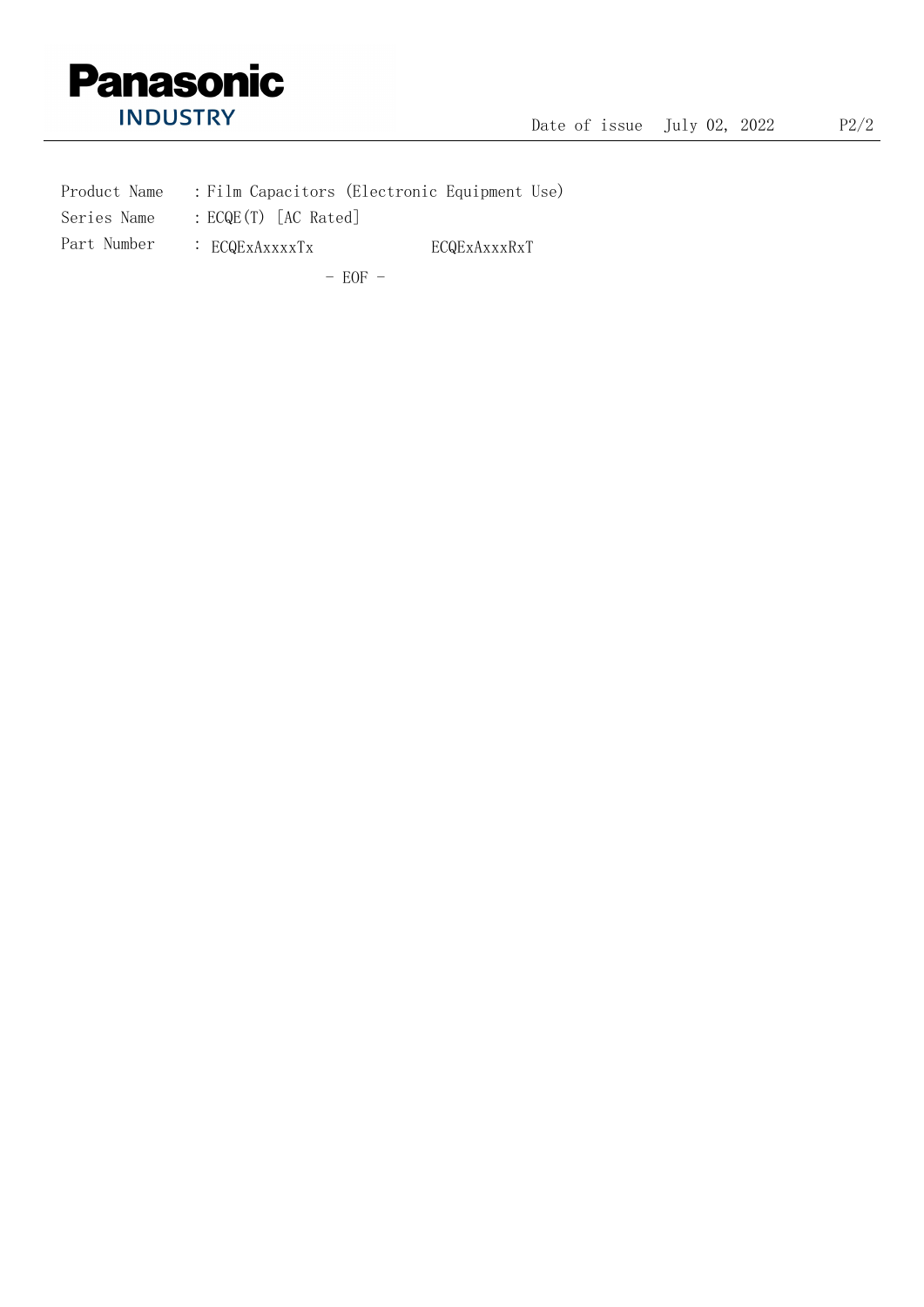Product Name : Film Capacitors (Electronic Equipment Use)

Series Name : ECQE(T) [AC Rated]

Part Number : ECQExAxxxxTx ECQExAxxxRxT

\- EOF -